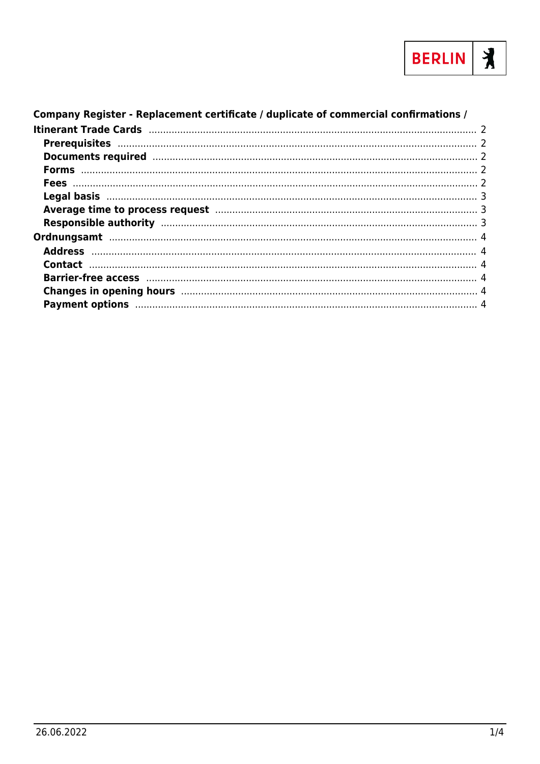**Company Register - Replacement certificate / duplicate of commercial confirmations / Itinerant Trade Cards** ..... 2

- **Prerequisites** ..... 2
- **Documents required** ..... 2
- **Forms** ..... 2
- **Fees** ..... 2
- **Legal basis** ..... 3
- **Average time to process request** ..... 3
- **Responsible authority** ..... 3

**Ordnungsamt** ..... 4

- **Address** ..... 4
- **Contact** ..... 4
- **Barrier-free access** ..... 4
- **Changes in opening hours** ..... 4
- **Payment options** ..... 4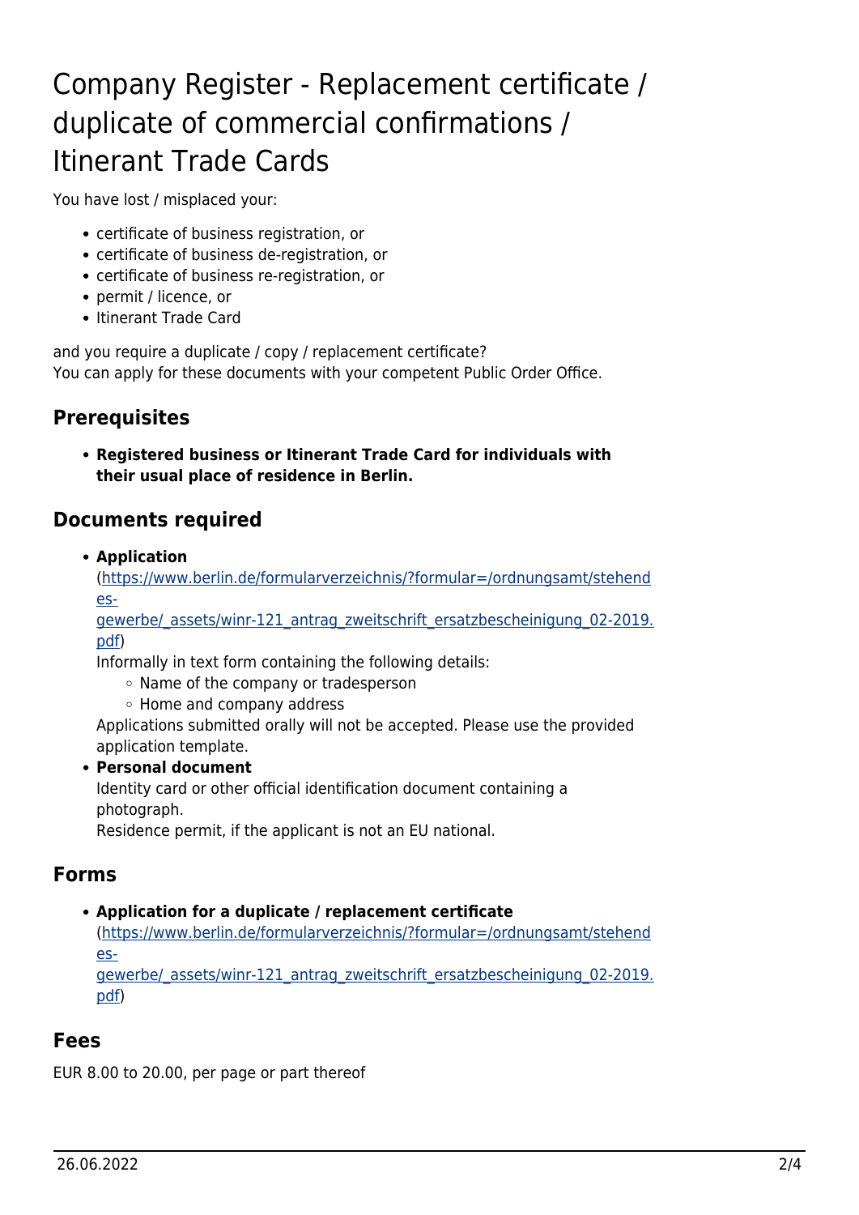# Company Register - Replacement certificate / duplicate of commercial confirmations / Itinerant Trade Cards

You have lost / misplaced your:

- certificate of business registration, or
- certificate of business de-registration, or
- certificate of business re-registration, or
- permit / licence, or
- Itinerant Trade Card

and you require a duplicate / copy / replacement certificate?
You can apply for these documents with your competent Public Order Office.

## Prerequisites

- **Registered business or Itinerant Trade Card for individuals with their usual place of residence in Berlin.**

## Documents required

- **Application** (https://www.berlin.de/formularverzeichnis/?formular=/ordnungsamt/stehendes-gewerbe/_assets/winr-121_antrag_zweitschrift_ersatzbescheinigung_02-2019.pdf)
  Informally in text form containing the following details:
  - Name of the company or tradesperson
  - Home and company address

  Applications submitted orally will not be accepted. Please use the provided application template.
- **Personal document**
  Identity card or other official identification document containing a photograph.
  Residence permit, if the applicant is not an EU national.

## Forms

- **Application for a duplicate / replacement certificate** (https://www.berlin.de/formularverzeichnis/?formular=/ordnungsamt/stehendes-gewerbe/_assets/winr-121_antrag_zweitschrift_ersatzbescheinigung_02-2019.pdf)

## Fees

EUR 8.00 to 20.00, per page or part thereof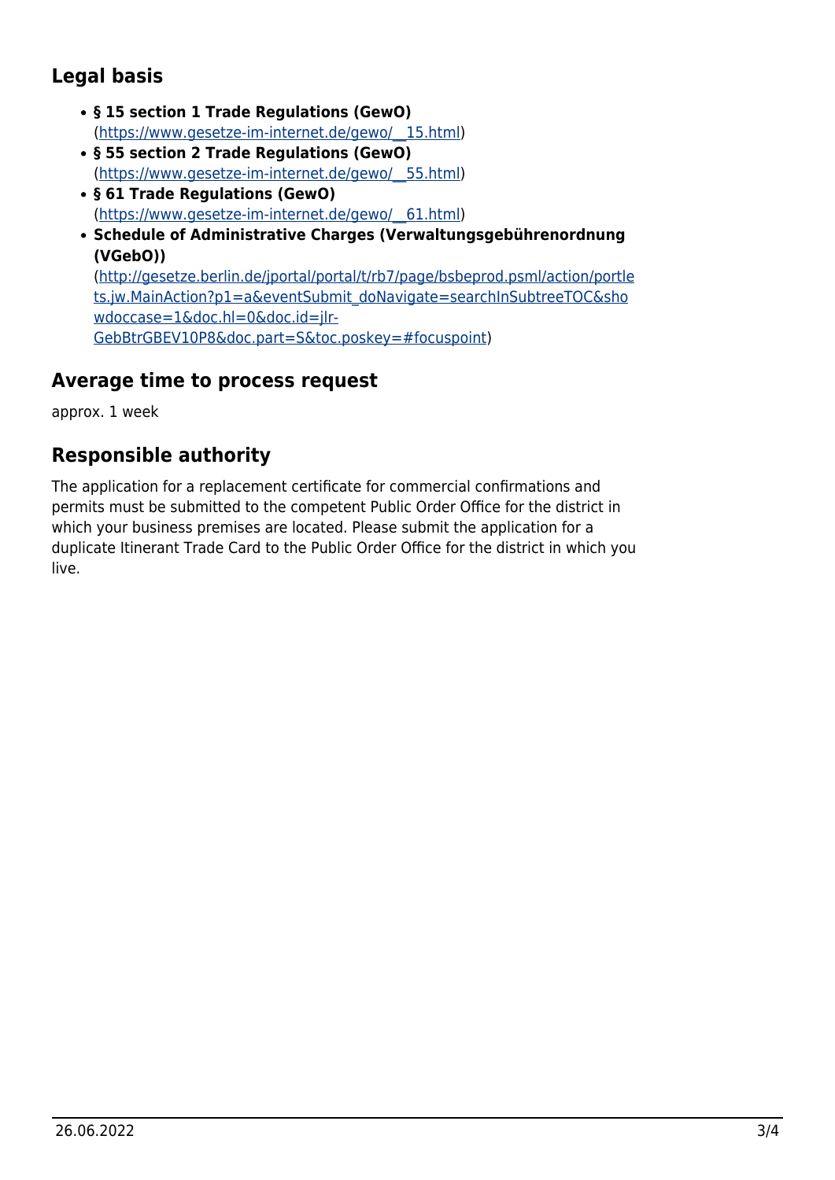## Legal basis

- **§ 15 section 1 Trade Regulations (GewO)** (https://www.gesetze-im-internet.de/gewo/__15.html)
- **§ 55 section 2 Trade Regulations (GewO)** (https://www.gesetze-im-internet.de/gewo/__55.html)
- **§ 61 Trade Regulations (GewO)** (https://www.gesetze-im-internet.de/gewo/__61.html)
- **Schedule of Administrative Charges (Verwaltungsgebührenordnung (VGebO))** (http://gesetze.berlin.de/jportal/portal/t/rb7/page/bsbeprod.psml/action/portlets.jw.MainAction?p1=a&eventSubmit_doNavigate=searchInSubtreeTOC&showdoccase=1&doc.hl=0&doc.id=jlr-GebBtrGBEV10P8&doc.part=S&toc.poskey=#focuspoint)

## Average time to process request

approx. 1 week

## Responsible authority

The application for a replacement certificate for commercial confirmations and permits must be submitted to the competent Public Order Office for the district in which your business premises are located. Please submit the application for a duplicate Itinerant Trade Card to the Public Order Office for the district in which you live.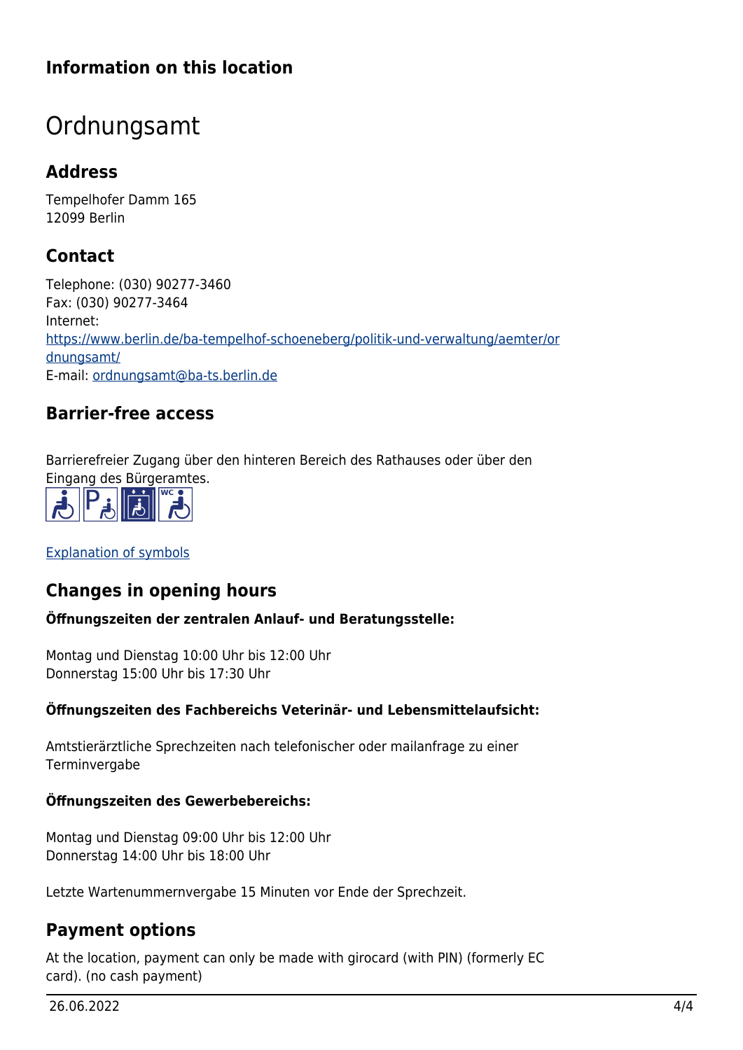## Information on this location

# Ordnungsamt

## Address

Tempelhofer Damm 165
12099 Berlin

## Contact

Telephone: (030) 90277-3460
Fax: (030) 90277-3464
Internet:
[https://www.berlin.de/ba-tempelhof-schoeneberg/politik-und-verwaltung/aemter/ordnungsamt/](https://www.berlin.de/ba-tempelhof-schoeneberg/politik-und-verwaltung/aemter/ordnungsamt/)
E-mail: [ordnungsamt@ba-ts.berlin.de](mailto:ordnungsamt@ba-ts.berlin.de)

## Barrier-free access

Barrierefreier Zugang über den hinteren Bereich des Rathauses oder über den Eingang des Bürgeramtes.

[Explanation of symbols]()

## Changes in opening hours

**Öffnungszeiten der zentralen Anlauf- und Beratungsstelle:**

Montag und Dienstag 10:00 Uhr bis 12:00 Uhr
Donnerstag 15:00 Uhr bis 17:30 Uhr

**Öffnungszeiten des Fachbereichs Veterinär- und Lebensmittelaufsicht:**

Amtstierärztliche Sprechzeiten nach telefonischer oder mailanfrage zu einer Terminvergabe

**Öffnungszeiten des Gewerbebereichs:**

Montag und Dienstag 09:00 Uhr bis 12:00 Uhr
Donnerstag 14:00 Uhr bis 18:00 Uhr

Letzte Wartenummernvergabe 15 Minuten vor Ende der Sprechzeit.

## Payment options

At the location, payment can only be made with girocard (with PIN) (formerly EC card). (no cash payment)